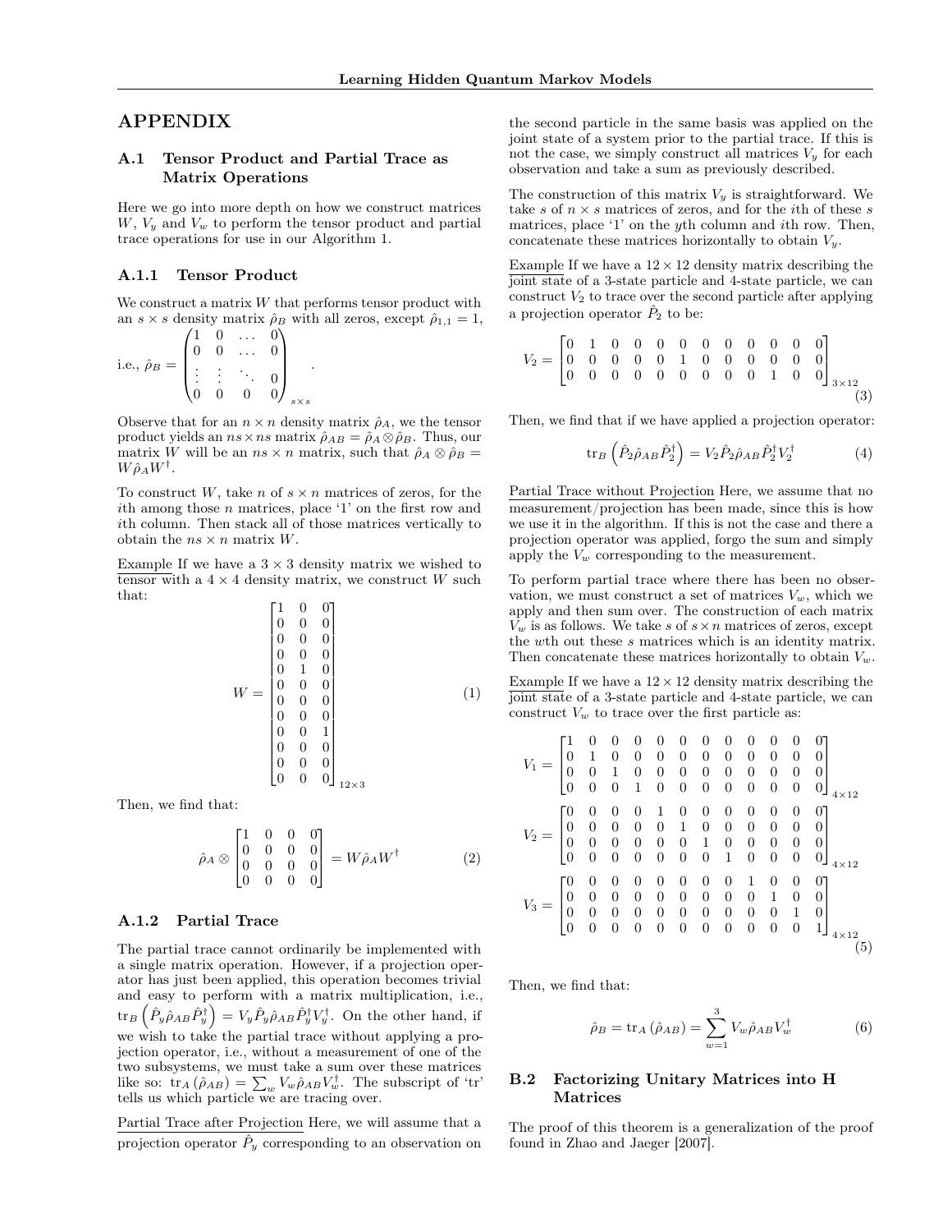# APPENDIX

## A.1 Tensor Product and Partial Trace as Matrix Operations

Here we go into more depth on how we construct matrices $W$, $V_y$ and $V_w$ to perform the tensor product and partial trace operations for use in our Algorithm 1.

### A.1.1 Tensor Product

We construct a matrix $W$ that performs tensor product with an $s \times s$ density matrix $\hat{\rho}_B$ with all zeros, except $\hat{\rho}_{1,1} = 1$, i.e., $\hat{\rho}_B = \begin{pmatrix} 1 & 0 & \dots & 0 \\ 0 & 0 & \dots & 0 \\ \vdots & \vdots & \ddots & 0 \\ 0 & 0 & 0 & 0 \end{pmatrix}_{s \times s}$.

Observe that for an $n \times n$ density matrix $\hat{\rho}_A$, we the tensor product yields an $ns \times ns$ matrix $\hat{\rho}_{AB} = \hat{\rho}_A \otimes \hat{\rho}_B$. Thus, our matrix $W$ will be an $ns \times n$ matrix, such that $\hat{\rho}_A \otimes \hat{\rho}_B = W \hat{\rho}_A W^\dagger$.

To construct $W$, take $n$ of $s \times n$ matrices of zeros, for the $i$th among those $n$ matrices, place '1' on the first row and $i$th column. Then stack all of those matrices vertically to obtain the $ns \times n$ matrix $W$.

Example If we have a $3 \times 3$ density matrix we wished to tensor with a $4 \times 4$ density matrix, we construct $W$ such that:

$$W = \begin{bmatrix} 1 & 0 & 0 \\ 0 & 0 & 0 \\ 0 & 0 & 0 \\ 0 & 0 & 0 \\ 0 & 1 & 0 \\ 0 & 0 & 0 \\ 0 & 0 & 0 \\ 0 & 0 & 0 \\ 0 & 0 & 1 \\ 0 & 0 & 0 \\ 0 & 0 & 0 \\ 0 & 0 & 0 \end{bmatrix}_{12 \times 3} \tag{1}$$

Then, we find that:

$$\hat{\rho}_A \otimes \begin{bmatrix} 1 & 0 & 0 & 0 \\ 0 & 0 & 0 & 0 \\ 0 & 0 & 0 & 0 \\ 0 & 0 & 0 & 0 \end{bmatrix} = W \hat{\rho}_A W^\dagger \tag{2}$$

### A.1.2 Partial Trace

The partial trace cannot ordinarily be implemented with a single matrix operation. However, if a projection operator has just been applied, this operation becomes trivial and easy to perform with a matrix multiplication, i.e., $\mathrm{tr}_B\left(\hat{P}_y \hat{\rho}_{AB} \hat{P}_y^\dagger\right) = V_y \hat{P}_y \hat{\rho}_{AB} \hat{P}_y^\dagger V_y^\dagger$. On the other hand, if we wish to take the partial trace without applying a projection operator, i.e., without a measurement of one of the two subsystems, we must take a sum over these matrices like so: $\mathrm{tr}_A(\hat{\rho}_{AB}) = \sum_w V_w \hat{\rho}_{AB} V_w^\dagger$. The subscript of 'tr' tells us which particle we are tracing over.

Partial Trace after Projection Here, we will assume that a projection operator $\hat{P}_y$ corresponding to an observation on the second particle in the same basis was applied on the joint state of a system prior to the partial trace. If this is not the case, we simply construct all matrices $V_y$ for each observation and take a sum as previously described.

The construction of this matrix $V_y$ is straightforward. We take $s$ of $n \times s$ matrices of zeros, and for the $i$th of these $s$ matrices, place '1' on the $y$th column and $i$th row. Then, concatenate these matrices horizontally to obtain $V_y$.

Example If we have a $12 \times 12$ density matrix describing the joint state of a 3-state particle and 4-state particle, we can construct $V_2$ to trace over the second particle after applying a projection operator $\hat{P}_2$ to be:

$$V_2 = \begin{bmatrix} 0 & 1 & 0 & 0 & 0 & 0 & 0 & 0 & 0 & 0 & 0 & 0 \\ 0 & 0 & 0 & 0 & 0 & 1 & 0 & 0 & 0 & 0 & 0 & 0 \\ 0 & 0 & 0 & 0 & 0 & 0 & 0 & 0 & 0 & 1 & 0 & 0 \end{bmatrix}_{3 \times 12} \tag{3}$$

Then, we find that if we have applied a projection operator:

$$\mathrm{tr}_B\left(\hat{P}_2 \hat{\rho}_{AB} \hat{P}_2^\dagger\right) = V_2 \hat{P}_2 \hat{\rho}_{AB} \hat{P}_2^\dagger V_2^\dagger \tag{4}$$

Partial Trace without Projection Here, we assume that no measurement/projection has been made, since this is how we use it in the algorithm. If this is not the case and there a projection operator was applied, forgo the sum and simply apply the $V_w$ corresponding to the measurement.

To perform partial trace where there has been no observation, we must construct a set of matrices $V_w$, which we apply and then sum over. The construction of each matrix $V_w$ is as follows. We take $s$ of $s \times n$ matrices of zeros, except the $w$th out these $s$ matrices which is an identity matrix. Then concatenate these matrices horizontally to obtain $V_w$.

Example If we have a $12 \times 12$ density matrix describing the joint state of a 3-state particle and 4-state particle, we can construct $V_w$ to trace over the first particle as:

$$\begin{aligned}
V_1 &= \begin{bmatrix} 1 & 0 & 0 & 0 & 0 & 0 & 0 & 0 & 0 & 0 & 0 & 0 \\ 0 & 1 & 0 & 0 & 0 & 0 & 0 & 0 & 0 & 0 & 0 & 0 \\ 0 & 0 & 1 & 0 & 0 & 0 & 0 & 0 & 0 & 0 & 0 & 0 \\ 0 & 0 & 0 & 1 & 0 & 0 & 0 & 0 & 0 & 0 & 0 & 0 \end{bmatrix}_{4 \times 12} \\
V_2 &= \begin{bmatrix} 0 & 0 & 0 & 0 & 1 & 0 & 0 & 0 & 0 & 0 & 0 & 0 \\ 0 & 0 & 0 & 0 & 0 & 1 & 0 & 0 & 0 & 0 & 0 & 0 \\ 0 & 0 & 0 & 0 & 0 & 0 & 1 & 0 & 0 & 0 & 0 & 0 \\ 0 & 0 & 0 & 0 & 0 & 0 & 0 & 1 & 0 & 0 & 0 & 0 \end{bmatrix}_{4 \times 12} \\
V_3 &= \begin{bmatrix} 0 & 0 & 0 & 0 & 0 & 0 & 0 & 0 & 1 & 0 & 0 & 0 \\ 0 & 0 & 0 & 0 & 0 & 0 & 0 & 0 & 0 & 1 & 0 & 0 \\ 0 & 0 & 0 & 0 & 0 & 0 & 0 & 0 & 0 & 0 & 1 & 0 \\ 0 & 0 & 0 & 0 & 0 & 0 & 0 & 0 & 0 & 0 & 0 & 1 \end{bmatrix}_{4 \times 12}
\end{aligned} \tag{5}$$

Then, we find that:

$$\hat{\rho}_B = \mathrm{tr}_A(\hat{\rho}_{AB}) = \sum_{w=1}^{3} V_w \hat{\rho}_{AB} V_w^\dagger \tag{6}$$

## B.2 Factorizing Unitary Matrices into H Matrices

The proof of this theorem is a generalization of the proof found in Zhao and Jaeger [2007].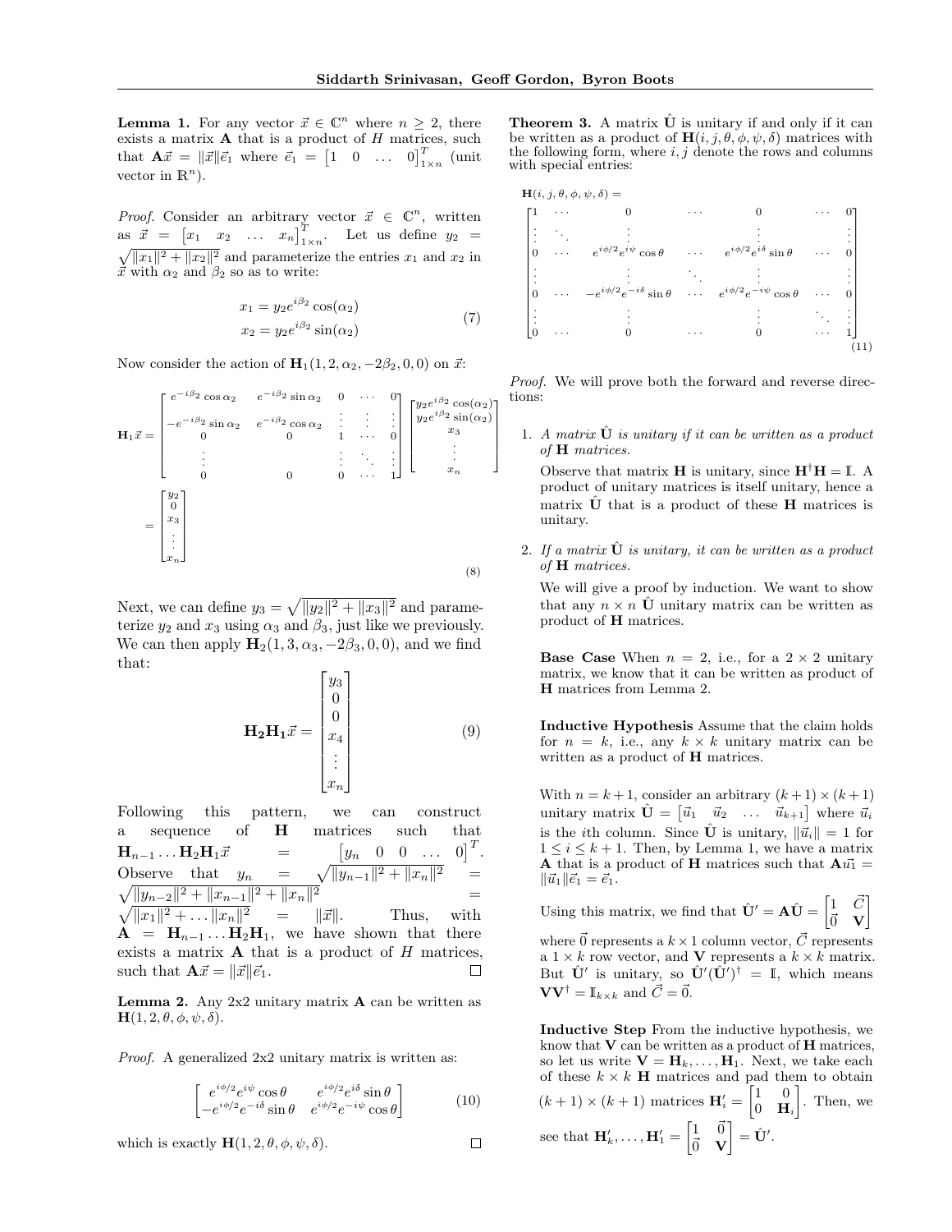**Lemma 1.** For any vector $\vec{x} \in \mathbb{C}^n$ where $n \geq 2$, there exists a matrix $\mathbf{A}$ that is a product of $H$ matrices, such that $\mathbf{A}\vec{x} = \|\vec{x}\|\vec{e}_1$ where $\vec{e}_1 = \begin{bmatrix} 1 & 0 & \dots & 0 \end{bmatrix}^T_{1\times n}$ (unit vector in $\mathbb{R}^n$).

*Proof.* Consider an arbitrary vector $\vec{x} \in \mathbb{C}^n$, written as $\vec{x} = \begin{bmatrix} x_1 & x_2 & \dots & x_n \end{bmatrix}^T_{1\times n}$. Let us define $y_2 = \sqrt{\|x_1\|^2 + \|x_2\|^2}$ and parameterize the entries $x_1$ and $x_2$ in $\vec{x}$ with $\alpha_2$ and $\beta_2$ so as to write:

$$
\begin{aligned}
x_1 &= y_2 e^{i\beta_2}\cos(\alpha_2) \\
x_2 &= y_2 e^{i\beta_2}\sin(\alpha_2)
\end{aligned}
\tag{7}
$$

Now consider the action of $\mathbf{H}_1(1, 2, \alpha_2, -2\beta_2, 0, 0)$ on $\vec{x}$:

$$
\mathbf{H}_1\vec{x} = \begin{bmatrix} e^{-i\beta_2}\cos\alpha_2 & e^{-i\beta_2}\sin\alpha_2 & 0 & \cdots & 0 \\ -e^{-i\beta_2}\sin\alpha_2 & e^{-i\beta_2}\cos\alpha_2 & \vdots & \vdots & \vdots \\ 0 & 0 & 1 & \cdots & 0 \\ \vdots & & \vdots & \ddots & \vdots \\ 0 & 0 & 0 & \cdots & 1 \end{bmatrix} \begin{bmatrix} y_2 e^{i\beta_2}\cos(\alpha_2) \\ y_2 e^{i\beta_2}\sin(\alpha_2) \\ x_3 \\ \vdots \\ x_n \end{bmatrix} = \begin{bmatrix} y_2 \\ 0 \\ x_3 \\ \vdots \\ x_n \end{bmatrix}
\tag{8}
$$

Next, we can define $y_3 = \sqrt{\|y_2\|^2 + \|x_3\|^2}$ and parameterize $y_2$ and $x_3$ using $\alpha_3$ and $\beta_3$, just like we previously. We can then apply $\mathbf{H}_2(1, 3, \alpha_3, -2\beta_3, 0, 0)$, and we find that:

$$
\mathbf{H_2 H_1}\vec{x} = \begin{bmatrix} y_3 \\ 0 \\ 0 \\ x_4 \\ \vdots \\ x_n \end{bmatrix}
\tag{9}
$$

Following this pattern, we can construct a sequence of $\mathbf{H}$ matrices such that $\mathbf{H}_{n-1}\dots\mathbf{H}_2\mathbf{H}_1\vec{x} = \begin{bmatrix} y_n & 0 & 0 & \dots & 0 \end{bmatrix}^T$. Observe that $y_n = \sqrt{\|y_{n-1}\|^2 + \|x_n\|^2} = \sqrt{\|y_{n-2}\|^2 + \|x_{n-1}\|^2 + \|x_n\|^2} = \sqrt{\|x_1\|^2 + \dots \|x_n\|^2} = \|\vec{x}\|$. Thus, with $\mathbf{A} = \mathbf{H}_{n-1}\dots\mathbf{H}_2\mathbf{H}_1$, we have shown that there exists a matrix $\mathbf{A}$ that is a product of $H$ matrices, such that $\mathbf{A}\vec{x} = \|\vec{x}\|\vec{e}_1$. ☐

**Lemma 2.** Any 2x2 unitary matrix $\mathbf{A}$ can be written as $\mathbf{H}(1, 2, \theta, \phi, \psi, \delta)$.

*Proof.* A generalized 2x2 unitary matrix is written as:

$$
\begin{bmatrix} e^{i\phi/2}e^{i\psi}\cos\theta & e^{i\phi/2}e^{i\delta}\sin\theta \\ -e^{i\phi/2}e^{-i\delta}\sin\theta & e^{i\phi/2}e^{-i\psi}\cos\theta \end{bmatrix}
\tag{10}
$$

which is exactly $\mathbf{H}(1, 2, \theta, \phi, \psi, \delta)$. ☐

**Theorem 3.** A matrix $\hat{\mathbf{U}}$ is unitary if and only if it can be written as a product of $\mathbf{H}(i, j, \theta, \phi, \psi, \delta)$ matrices with the following form, where $i, j$ denote the rows and columns with special entries:

$$
\mathbf{H}(i, j, \theta, \phi, \psi, \delta) = \begin{bmatrix} 1 & \cdots & 0 & \cdots & 0 & \cdots & 0 \\ \vdots & \ddots & \vdots & & \vdots & & \vdots \\ 0 & \cdots & e^{i\phi/2}e^{i\psi}\cos\theta & \cdots & e^{i\phi/2}e^{i\delta}\sin\theta & \cdots & 0 \\ \vdots & & \vdots & \ddots & \vdots & & \vdots \\ 0 & \cdots & -e^{i\phi/2}e^{-i\delta}\sin\theta & \cdots & e^{i\phi/2}e^{-i\psi}\cos\theta & \cdots & 0 \\ \vdots & & \vdots & & \vdots & \ddots & \vdots \\ 0 & \cdots & 0 & \cdots & 0 & \cdots & 1 \end{bmatrix}
\tag{11}
$$

*Proof.* We will prove both the forward and reverse directions:

1. *A matrix $\hat{\mathbf{U}}$ is unitary if it can be written as a product of $\mathbf{H}$ matrices.*

   Observe that matrix $\mathbf{H}$ is unitary, since $\mathbf{H}^\dagger\mathbf{H} = \mathbb{I}$. A product of unitary matrices is itself unitary, hence a matrix $\hat{\mathbf{U}}$ that is a product of these $\mathbf{H}$ matrices is unitary.

2. *If a matrix $\hat{\mathbf{U}}$ is unitary, it can be written as a product of $\mathbf{H}$ matrices.*

   We will give a proof by induction. We want to show that any $n \times n$ $\hat{\mathbf{U}}$ unitary matrix can be written as product of $\mathbf{H}$ matrices.

   **Base Case** When $n = 2$, i.e., for a $2 \times 2$ unitary matrix, we know that it can be written as product of $\mathbf{H}$ matrices from Lemma 2.

   **Inductive Hypothesis** Assume that the claim holds for $n = k$, i.e., any $k \times k$ unitary matrix can be written as a product of $\mathbf{H}$ matrices.

   With $n = k+1$, consider an arbitrary $(k+1)\times(k+1)$ unitary matrix $\hat{\mathbf{U}} = \begin{bmatrix} \vec{u}_1 & \vec{u}_2 & \dots & \vec{u}_{k+1} \end{bmatrix}$ where $\vec{u}_i$ is the $i$th column. Since $\hat{\mathbf{U}}$ is unitary, $\|\vec{u}_i\| = 1$ for $1 \leq i \leq k+1$. Then, by Lemma 1, we have a matrix $\mathbf{A}$ that is a product of $\mathbf{H}$ matrices such that $\mathbf{A}\vec{u_1} = \|\vec{u}_1\|\vec{e}_1 = \vec{e}_1$.

   Using this matrix, we find that $\hat{\mathbf{U}}' = \mathbf{A}\hat{\mathbf{U}} = \begin{bmatrix} 1 & \vec{C} \\ \vec{0} & \mathbf{V} \end{bmatrix}$ where $\vec{0}$ represents a $k \times 1$ column vector, $\vec{C}$ represents a $1 \times k$ row vector, and $\mathbf{V}$ represents a $k \times k$ matrix. But $\hat{\mathbf{U}}'$ is unitary, so $\hat{\mathbf{U}}'(\hat{\mathbf{U}}')^\dagger = \mathbb{I}$, which means $\mathbf{V}\mathbf{V}^\dagger = \mathbb{I}_{k\times k}$ and $\vec{C} = \vec{0}$.

   **Inductive Step** From the inductive hypothesis, we know that $\mathbf{V}$ can be written as a product of $\mathbf{H}$ matrices, so let us write $\mathbf{V} = \mathbf{H}_k, \dots, \mathbf{H}_1$. Next, we take each of these $k \times k$ $\mathbf{H}$ matrices and pad them to obtain $(k+1)\times(k+1)$ matrices $\mathbf{H}'_i = \begin{bmatrix} 1 & 0 \\ 0 & \mathbf{H}_i \end{bmatrix}$. Then, we see that $\mathbf{H}'_k, \dots, \mathbf{H}'_1 = \begin{bmatrix} 1 & \vec{0} \\ \vec{0} & \mathbf{V} \end{bmatrix} = \hat{\mathbf{U}}'$.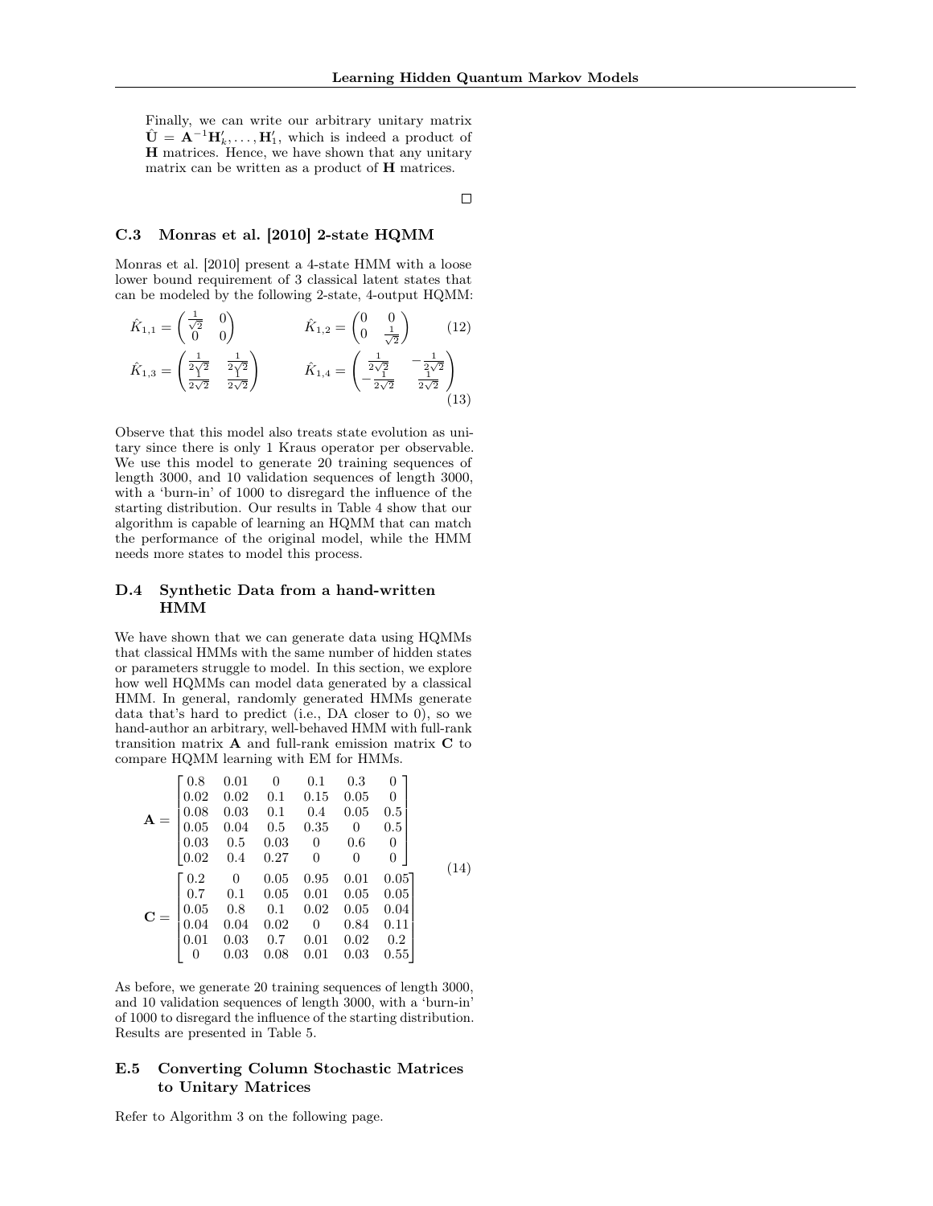Finally, we can write our arbitrary unitary matrix $\hat{\mathbf{U}} = \mathbf{A}^{-1}\mathbf{H}'_k, \dots, \mathbf{H}'_1$, which is indeed a product of $\mathbf{H}$ matrices. Hence, we have shown that any unitary matrix can be written as a product of $\mathbf{H}$ matrices.

□

## C.3 Monras et al. [2010] 2-state HQMM

Monras et al. [2010] present a 4-state HMM with a loose lower bound requirement of 3 classical latent states that can be modeled by the following 2-state, 4-output HQMM:

$$\hat{K}_{1,1} = \begin{pmatrix} \frac{1}{\sqrt{2}} & 0 \\ 0 & 0 \end{pmatrix} \qquad \hat{K}_{1,2} = \begin{pmatrix} 0 & 0 \\ 0 & \frac{1}{\sqrt{2}} \end{pmatrix} \tag{12}$$

$$\hat{K}_{1,3} = \begin{pmatrix} \frac{1}{2\sqrt{2}} & \frac{1}{2\sqrt{2}} \\ \frac{1}{2\sqrt{2}} & \frac{1}{2\sqrt{2}} \end{pmatrix} \qquad \hat{K}_{1,4} = \begin{pmatrix} \frac{1}{2\sqrt{2}} & -\frac{1}{2\sqrt{2}} \\ -\frac{1}{2\sqrt{2}} & \frac{1}{2\sqrt{2}} \end{pmatrix} \tag{13}$$

Observe that this model also treats state evolution as unitary since there is only 1 Kraus operator per observable. We use this model to generate 20 training sequences of length 3000, and 10 validation sequences of length 3000, with a 'burn-in' of 1000 to disregard the influence of the starting distribution. Our results in Table 4 show that our algorithm is capable of learning an HQMM that can match the performance of the original model, while the HMM needs more states to model this process.

## D.4 Synthetic Data from a hand-written HMM

We have shown that we can generate data using HQMMs that classical HMMs with the same number of hidden states or parameters struggle to model. In this section, we explore how well HQMMs can model data generated by a classical HMM. In general, randomly generated HMMs generate data that's hard to predict (i.e., DA closer to 0), so we hand-author an arbitrary, well-behaved HMM with full-rank transition matrix $\mathbf{A}$ and full-rank emission matrix $\mathbf{C}$ to compare HQMM learning with EM for HMMs.

$$\mathbf{A} = \begin{bmatrix} 0.8 & 0.01 & 0 & 0.1 & 0.3 & 0 \\ 0.02 & 0.02 & 0.1 & 0.15 & 0.05 & 0 \\ 0.08 & 0.03 & 0.1 & 0.4 & 0.05 & 0.5 \\ 0.05 & 0.04 & 0.5 & 0.35 & 0 & 0.5 \\ 0.03 & 0.5 & 0.03 & 0 & 0.6 & 0 \\ 0.02 & 0.4 & 0.27 & 0 & 0 & 0 \end{bmatrix}$$
$$\mathbf{C} = \begin{bmatrix} 0.2 & 0 & 0.05 & 0.95 & 0.01 & 0.05 \\ 0.7 & 0.1 & 0.05 & 0.01 & 0.05 & 0.05 \\ 0.05 & 0.8 & 0.1 & 0.02 & 0.05 & 0.04 \\ 0.04 & 0.04 & 0.02 & 0 & 0.84 & 0.11 \\ 0.01 & 0.03 & 0.7 & 0.01 & 0.02 & 0.2 \\ 0 & 0.03 & 0.08 & 0.01 & 0.03 & 0.55 \end{bmatrix} \tag{14}$$

As before, we generate 20 training sequences of length 3000, and 10 validation sequences of length 3000, with a 'burn-in' of 1000 to disregard the influence of the starting distribution. Results are presented in Table 5.

## E.5 Converting Column Stochastic Matrices to Unitary Matrices

Refer to Algorithm 3 on the following page.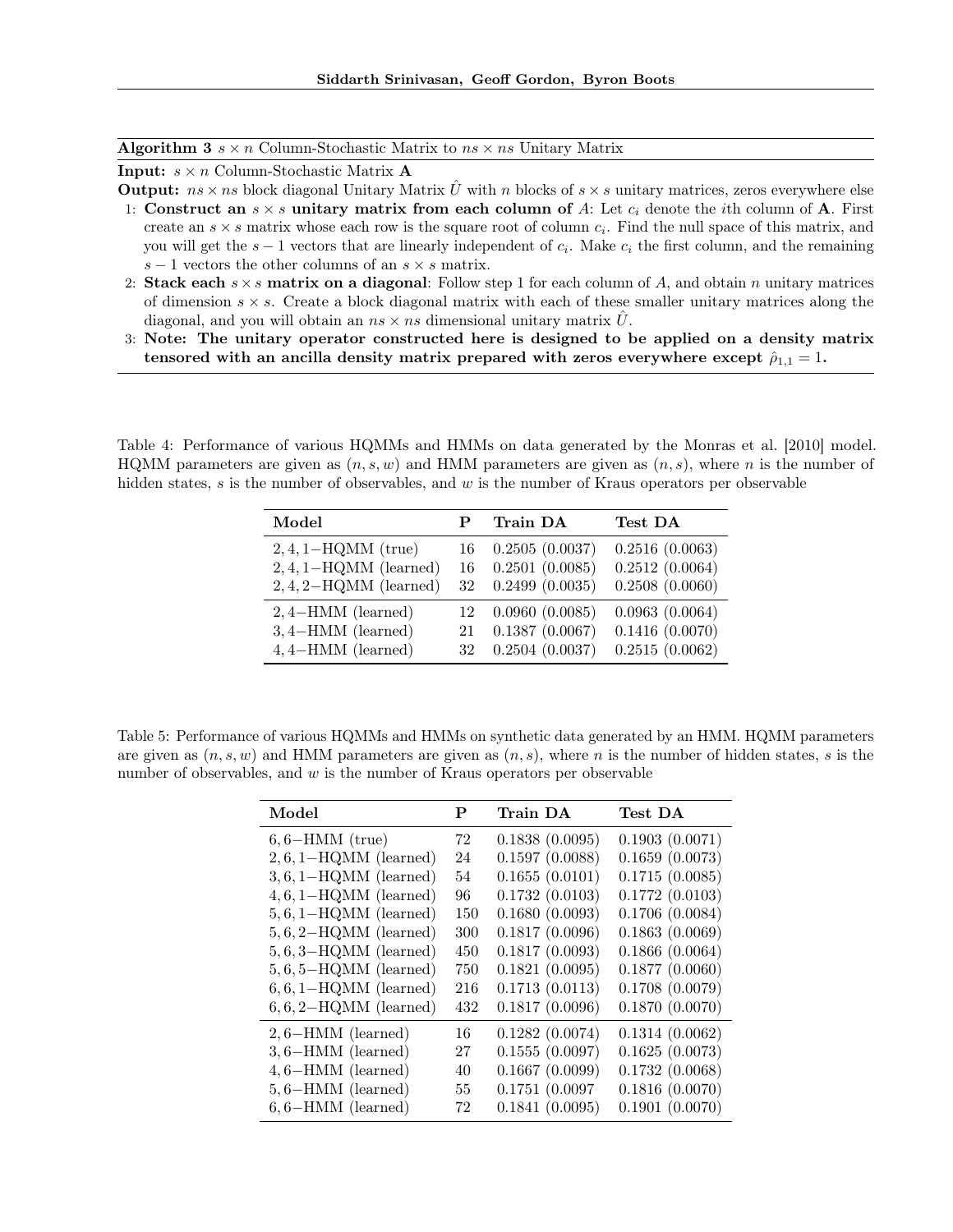**Algorithm 3** $s \times n$ Column-Stochastic Matrix to $ns \times ns$ Unitary Matrix

**Input:** $s \times n$ Column-Stochastic Matrix $\mathbf{A}$

**Output:** $ns \times ns$ block diagonal Unitary Matrix $\hat{U}$ with $n$ blocks of $s \times s$ unitary matrices, zeros everywhere else

1: **Construct an $s \times s$ unitary matrix from each column of** $A$: Let $c_i$ denote the $i$th column of $\mathbf{A}$. First create an $s \times s$ matrix whose each row is the square root of column $c_i$. Find the null space of this matrix, and you will get the $s-1$ vectors that are linearly independent of $c_i$. Make $c_i$ the first column, and the remaining $s-1$ vectors the other columns of an $s \times s$ matrix.

2: **Stack each $s \times s$ matrix on a diagonal**: Follow step 1 for each column of $A$, and obtain $n$ unitary matrices of dimension $s \times s$. Create a block diagonal matrix with each of these smaller unitary matrices along the diagonal, and you will obtain an $ns \times ns$ dimensional unitary matrix $\hat{U}$.

3: **Note: The unitary operator constructed here is designed to be applied on a density matrix tensored with an ancilla density matrix prepared with zeros everywhere except $\hat{\rho}_{1,1} = 1$.**

Table 4: Performance of various HQMMs and HMMs on data generated by the Monras et al. [2010] model. HQMM parameters are given as $(n, s, w)$ and HMM parameters are given as $(n, s)$, where $n$ is the number of hidden states, $s$ is the number of observables, and $w$ is the number of Kraus operators per observable

| Model | P | Train DA | Test DA |
|---|---|---|---|
| $2,4,1-$HQMM (true) | 16 | 0.2505 (0.0037) | 0.2516 (0.0063) |
| $2,4,1-$HQMM (learned) | 16 | 0.2501 (0.0085) | 0.2512 (0.0064) |
| $2,4,2-$HQMM (learned) | 32 | 0.2499 (0.0035) | 0.2508 (0.0060) |
| $2,4-$HMM (learned) | 12 | 0.0960 (0.0085) | 0.0963 (0.0064) |
| $3,4-$HMM (learned) | 21 | 0.1387 (0.0067) | 0.1416 (0.0070) |
| $4,4-$HMM (learned) | 32 | 0.2504 (0.0037) | 0.2515 (0.0062) |

Table 5: Performance of various HQMMs and HMMs on synthetic data generated by an HMM. HQMM parameters are given as $(n, s, w)$ and HMM parameters are given as $(n, s)$, where $n$ is the number of hidden states, $s$ is the number of observables, and $w$ is the number of Kraus operators per observable

| Model | P | Train DA | Test DA |
|---|---|---|---|
| $6,6-$HMM (true) | 72 | 0.1838 (0.0095) | 0.1903 (0.0071) |
| $2,6,1-$HQMM (learned) | 24 | 0.1597 (0.0088) | 0.1659 (0.0073) |
| $3,6,1-$HQMM (learned) | 54 | 0.1655 (0.0101) | 0.1715 (0.0085) |
| $4,6,1-$HQMM (learned) | 96 | 0.1732 (0.0103) | 0.1772 (0.0103) |
| $5,6,1-$HQMM (learned) | 150 | 0.1680 (0.0093) | 0.1706 (0.0084) |
| $5,6,2-$HQMM (learned) | 300 | 0.1817 (0.0096) | 0.1863 (0.0069) |
| $5,6,3-$HQMM (learned) | 450 | 0.1817 (0.0093) | 0.1866 (0.0064) |
| $5,6,5-$HQMM (learned) | 750 | 0.1821 (0.0095) | 0.1877 (0.0060) |
| $6,6,1-$HQMM (learned) | 216 | 0.1713 (0.0113) | 0.1708 (0.0079) |
| $6,6,2-$HQMM (learned) | 432 | 0.1817 (0.0096) | 0.1870 (0.0070) |
| $2,6-$HMM (learned) | 16 | 0.1282 (0.0074) | 0.1314 (0.0062) |
| $3,6-$HMM (learned) | 27 | 0.1555 (0.0097) | 0.1625 (0.0073) |
| $4,6-$HMM (learned) | 40 | 0.1667 (0.0099) | 0.1732 (0.0068) |
| $5,6-$HMM (learned) | 55 | 0.1751 (0.0097 | 0.1816 (0.0070) |
| $6,6-$HMM (learned) | 72 | 0.1841 (0.0095) | 0.1901 (0.0070) |